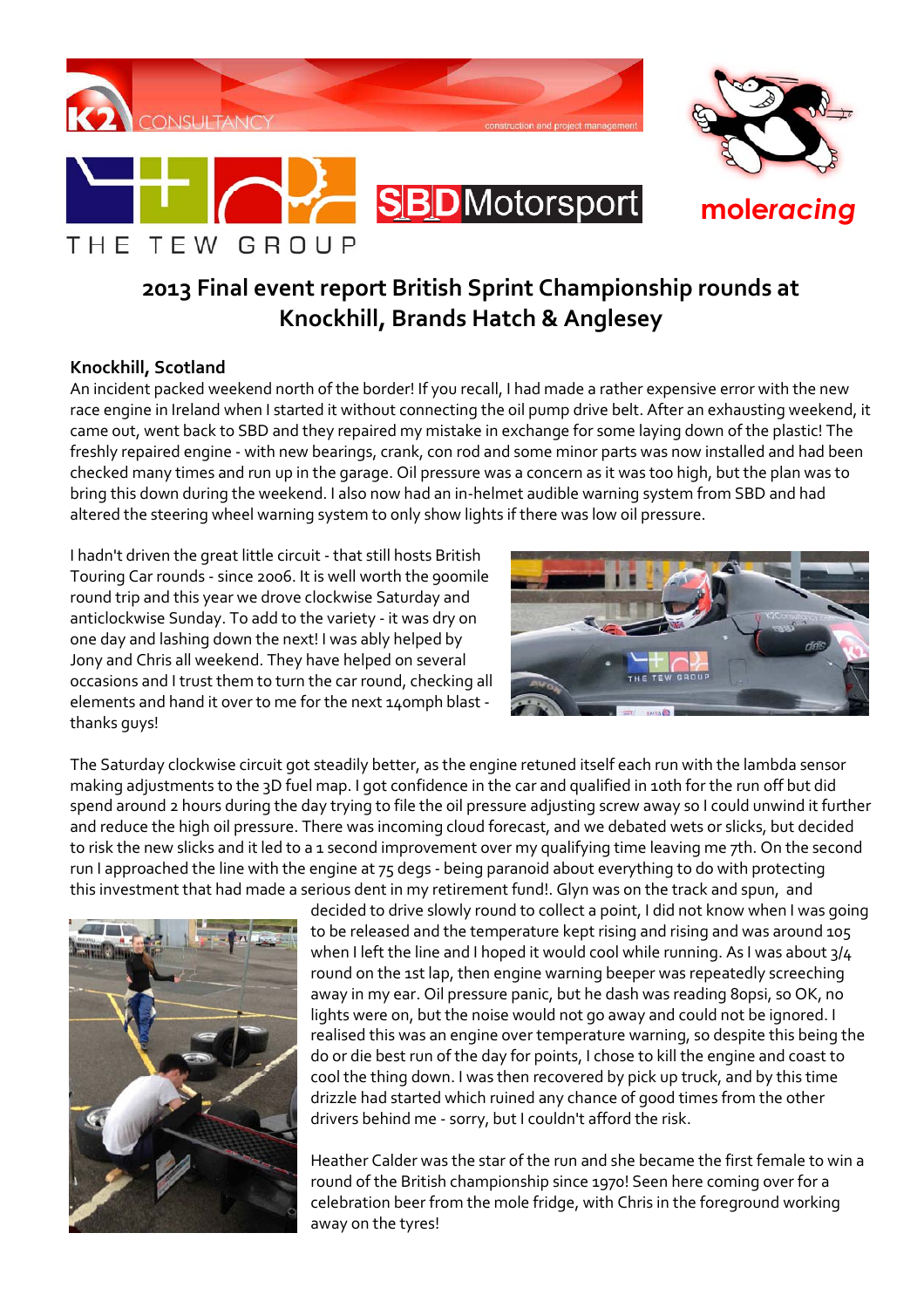# 2013 Final event report British Sprint Championship rounds at Knockhill, Brands Hatch & Anglesey

## Knockhill, Scotland

An incident packed weekend north of the border! If you recall, I had made a rather expensive error with the new race engine in Ireland when I started it without connecting the oil pump drive belt. After an exhausting weekend, it came out, went back to SBD and they repaired my mistake in exchange for some laying down of the plastic! The freshly repaired engine - with new bearings, crank, con rod and some minor parts was now installed and had been checked many times and run up in the garage. Oil pressure was a concern as it was too high, but the plan was to bring this down during the weekend. I also now had an in-helmet audible warning system from SBD and had altered the steering wheel warning system to only show lights if there was low oil pressure.

I hadn't driven the great little circuit - that still hosts British Touring Car rounds - since 2006. It is well worth the 900mile round trip and this year we drove clockwise Saturday and anticlockwise Sunday. To add to the variety - it was dry on one day and lashing down the next! I was ably helped by Jony and Chris all weekend. They have helped on several occasions and I trust them to turn the car round, checking all elements and hand it over to me for the next 140mph blast - thanks guys!

The Saturday clockwise circuit got steadily better, as the engine retuned itself each run with the lambda sensor making adjustments to the 3D fuel map. I got confidence in the car and qualified in 10th for the run off but did spend around 2 hours during the day trying to file the oil pressure adjusting screw away so I could unwind it further and reduce the high oil pressure. There was incoming cloud forecast, and we debated wets or slicks, but decided to risk the new slicks and it led to a 1 second improvement over my qualifying time leaving me 7th. On the second run I approached the line with the engine at 75 degs - being paranoid about everything to do with protecting this investment that had made a serious dent in my retirement fund!. Glyn was on the track and spun, and decided to drive slowly round to collect a point, I did not know when I was going to be released and the temperature kept rising and rising and was around 105 when I left the line and I hoped it would cool while running. As I was about 3/4 round on the 1st lap, then engine warning beeper was repeatedly screeching away in my ear. Oil pressure panic, but he dash was reading 80psi, so OK, no lights were on, but the noise would not go away and could not be ignored. I realised this was an engine over temperature warning, so despite this being the do or die best run of the day for points, I chose to kill the engine and coast to cool the thing down. I was then recovered by pick up truck, and by this time drizzle had started which ruined any chance of good times from the other drivers behind me - sorry, but I couldn't afford the risk.

Heather Calder was the star of the run and she became the first female to win a round of the British championship since 1970! Seen here coming over for a celebration beer from the mole fridge, with Chris in the foreground working away on the tyres!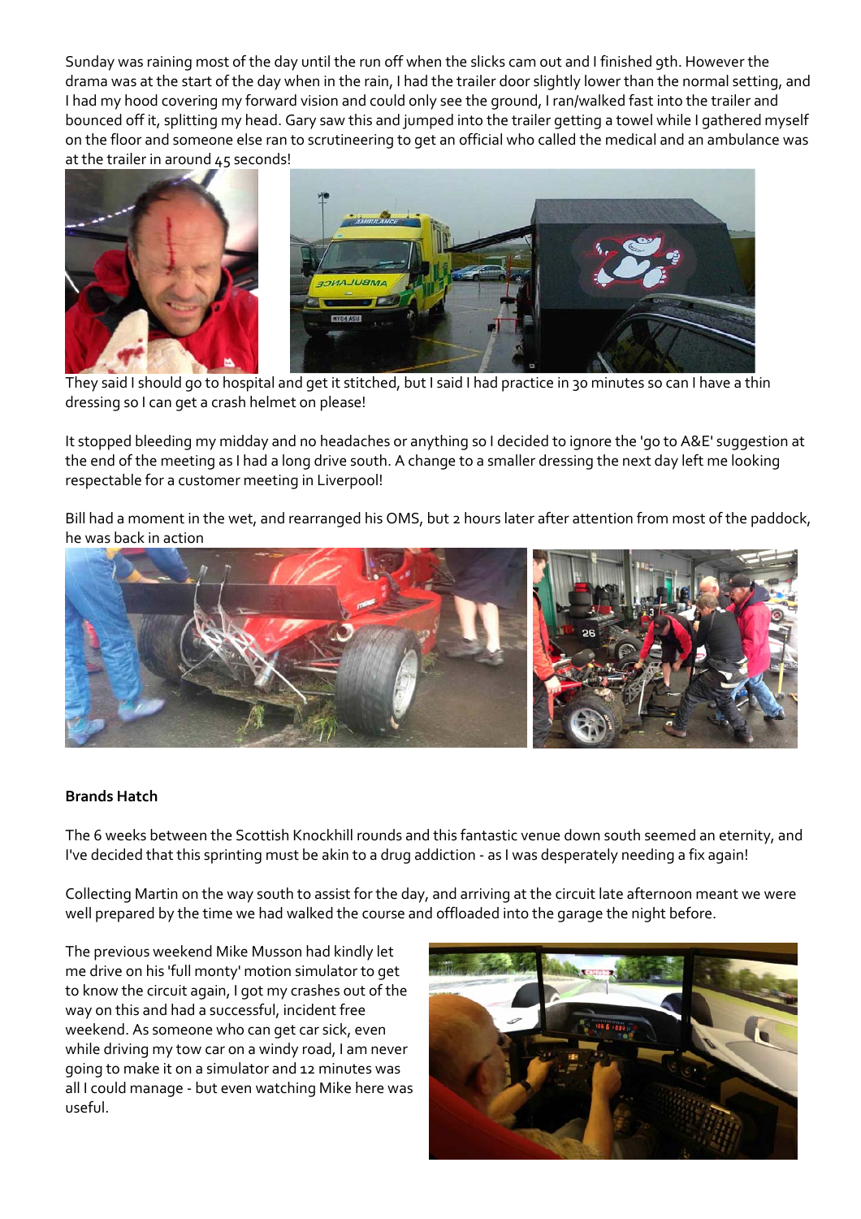Sunday was raining most of the day until the run off when the slicks cam out and I finished 9th. However the drama was at the start of the day when in the rain, I had the trailer door slightly lower than the normal setting, and I had my hood covering my forward vision and could only see the ground, I ran/walked fast into the trailer and bounced off it, splitting my head. Gary saw this and jumped into the trailer getting a towel while I gathered myself on the floor and someone else ran to scrutineering to get an official who called the medical and an ambulance was at the trailer in around 45 seconds!

They said I should go to hospital and get it stitched, but I said I had practice in 30 minutes so can I have a thin dressing so I can get a crash helmet on please!

It stopped bleeding my midday and no headaches or anything so I decided to ignore the 'go to A&E' suggestion at the end of the meeting as I had a long drive south. A change to a smaller dressing the next day left me looking respectable for a customer meeting in Liverpool!

Bill had a moment in the wet, and rearranged his OMS, but 2 hours later after attention from most of the paddock, he was back in action

**Brands Hatch**

The 6 weeks between the Scottish Knockhill rounds and this fantastic venue down south seemed an eternity, and I've decided that this sprinting must be akin to a drug addiction - as I was desperately needing a fix again!

Collecting Martin on the way south to assist for the day, and arriving at the circuit late afternoon meant we were well prepared by the time we had walked the course and offloaded into the garage the night before.

The previous weekend Mike Musson had kindly let me drive on his 'full monty' motion simulator to get to know the circuit again, I got my crashes out of the way on this and had a successful, incident free weekend. As someone who can get car sick, even while driving my tow car on a windy road, I am never going to make it on a simulator and 12 minutes was all I could manage - but even watching Mike here was useful.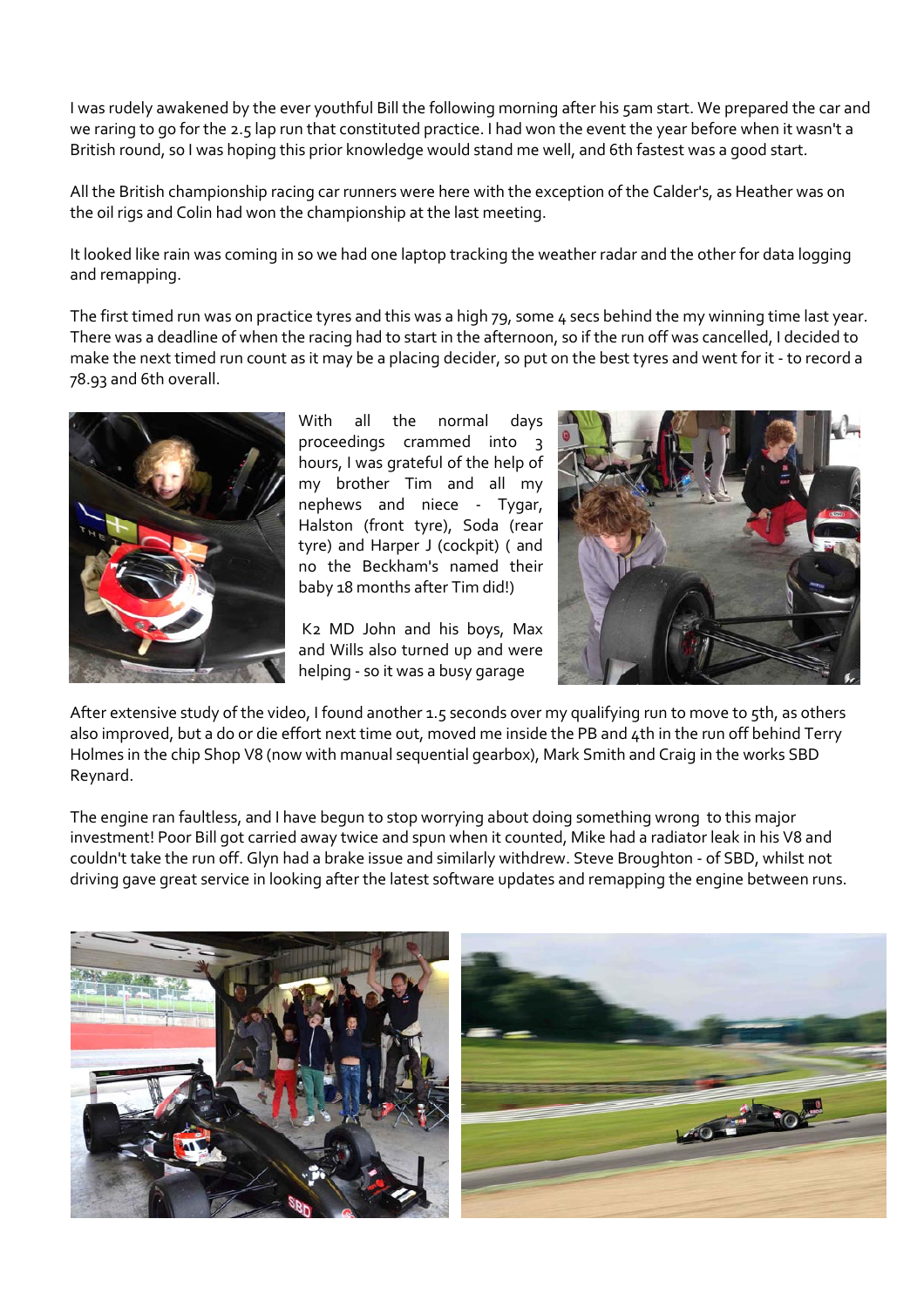I was rudely awakened by the ever youthful Bill the following morning after his 5am start. We prepared the car and we raring to go for the 2.5 lap run that constituted practice. I had won the event the year before when it wasn't a British round, so I was hoping this prior knowledge would stand me well, and 6th fastest was a good start.

All the British championship racing car runners were here with the exception of the Calder's, as Heather was on the oil rigs and Colin had won the championship at the last meeting.

It looked like rain was coming in so we had one laptop tracking the weather radar and the other for data logging and remapping.

The first timed run was on practice tyres and this was a high 79, some 4 secs behind the my winning time last year. There was a deadline of when the racing had to start in the afternoon, so if the run off was cancelled, I decided to make the next timed run count as it may be a placing decider, so put on the best tyres and went for it - to record a 78.93 and 6th overall.

With all the normal days proceedings crammed into 3 hours, I was grateful of the help of my brother Tim and all my nephews and niece - Tygar, Halston (front tyre), Soda (rear tyre) and Harper J (cockpit) ( and no the Beckham's named their baby 18 months after Tim did!)

K2 MD John and his boys, Max and Wills also turned up and were helping - so it was a busy garage

After extensive study of the video, I found another 1.5 seconds over my qualifying run to move to 5th, as others also improved, but a do or die effort next time out, moved me inside the PB and 4th in the run off behind Terry Holmes in the chip Shop V8 (now with manual sequential gearbox), Mark Smith and Craig in the works SBD Reynard.

The engine ran faultless, and I have begun to stop worrying about doing something wrong to this major investment! Poor Bill got carried away twice and spun when it counted, Mike had a radiator leak in his V8 and couldn't take the run off. Glyn had a brake issue and similarly withdrew. Steve Broughton - of SBD, whilst not driving gave great service in looking after the latest software updates and remapping the engine between runs.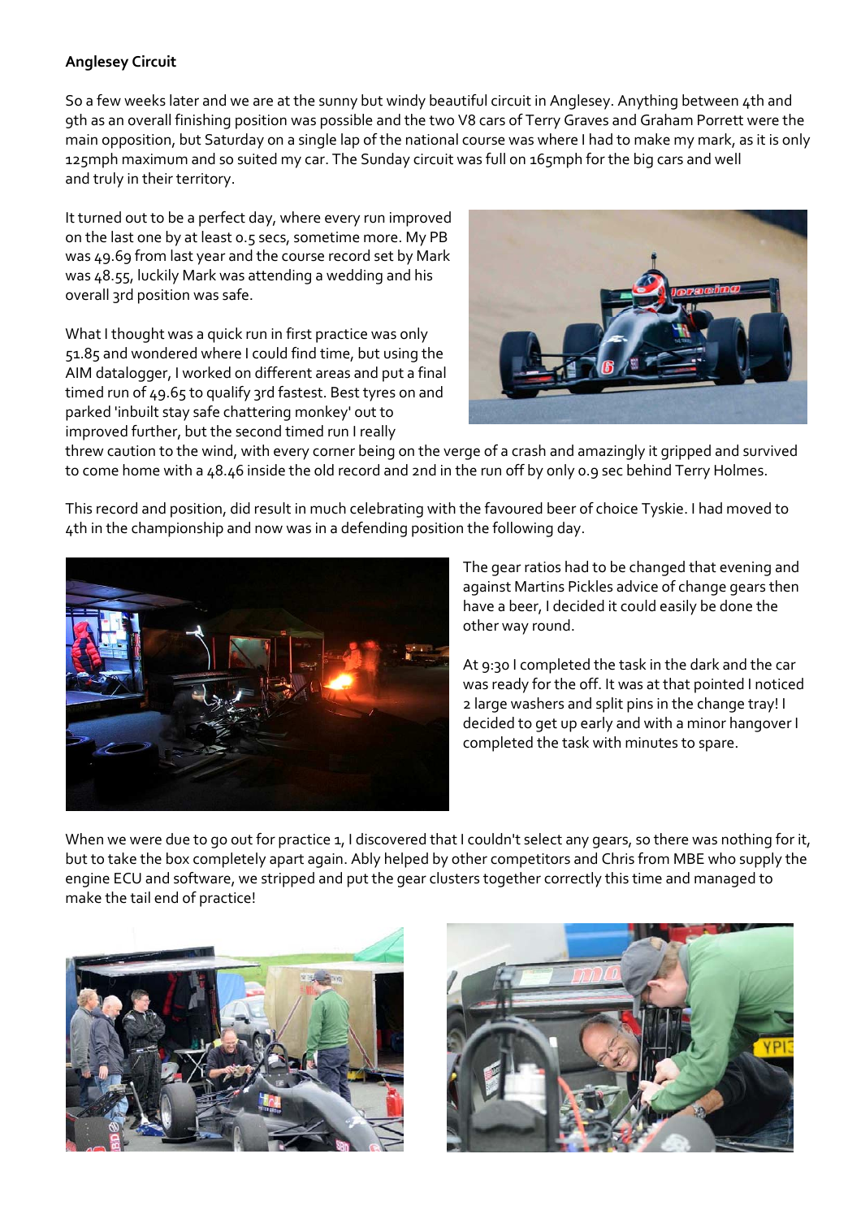**Anglesey Circuit**

So a few weeks later and we are at the sunny but windy beautiful circuit in Anglesey. Anything between 4th and 9th as an overall finishing position was possible and the two V8 cars of Terry Graves and Graham Porrett were the main opposition, but Saturday on a single lap of the national course was where I had to make my mark, as it is only 125mph maximum and so suited my car. The Sunday circuit was full on 165mph for the big cars and well and truly in their territory.

It turned out to be a perfect day, where every run improved on the last one by at least 0.5 secs, sometime more. My PB was 49.69 from last year and the course record set by Mark was 48.55, luckily Mark was attending a wedding and his overall 3rd position was safe.

What I thought was a quick run in first practice was only 51.85 and wondered where I could find time, but using the AIM datalogger, I worked on different areas and put a final timed run of 49.65 to qualify 3rd fastest. Best tyres on and parked 'inbuilt stay safe chattering monkey' out to improved further, but the second timed run I really threw caution to the wind, with every corner being on the verge of a crash and amazingly it gripped and survived to come home with a 48.46 inside the old record and 2nd in the run off by only 0.9 sec behind Terry Holmes.

This record and position, did result in much celebrating with the favoured beer of choice Tyskie. I had moved to 4th in the championship and now was in a defending position the following day.

The gear ratios had to be changed that evening and against Martins Pickles advice of change gears then have a beer, I decided it could easily be done the other way round.

At 9:30 I completed the task in the dark and the car was ready for the off. It was at that pointed I noticed 2 large washers and split pins in the change tray! I decided to get up early and with a minor hangover I completed the task with minutes to spare.

When we were due to go out for practice 1, I discovered that I couldn't select any gears, so there was nothing for it, but to take the box completely apart again. Ably helped by other competitors and Chris from MBE who supply the engine ECU and software, we stripped and put the gear clusters together correctly this time and managed to make the tail end of practice!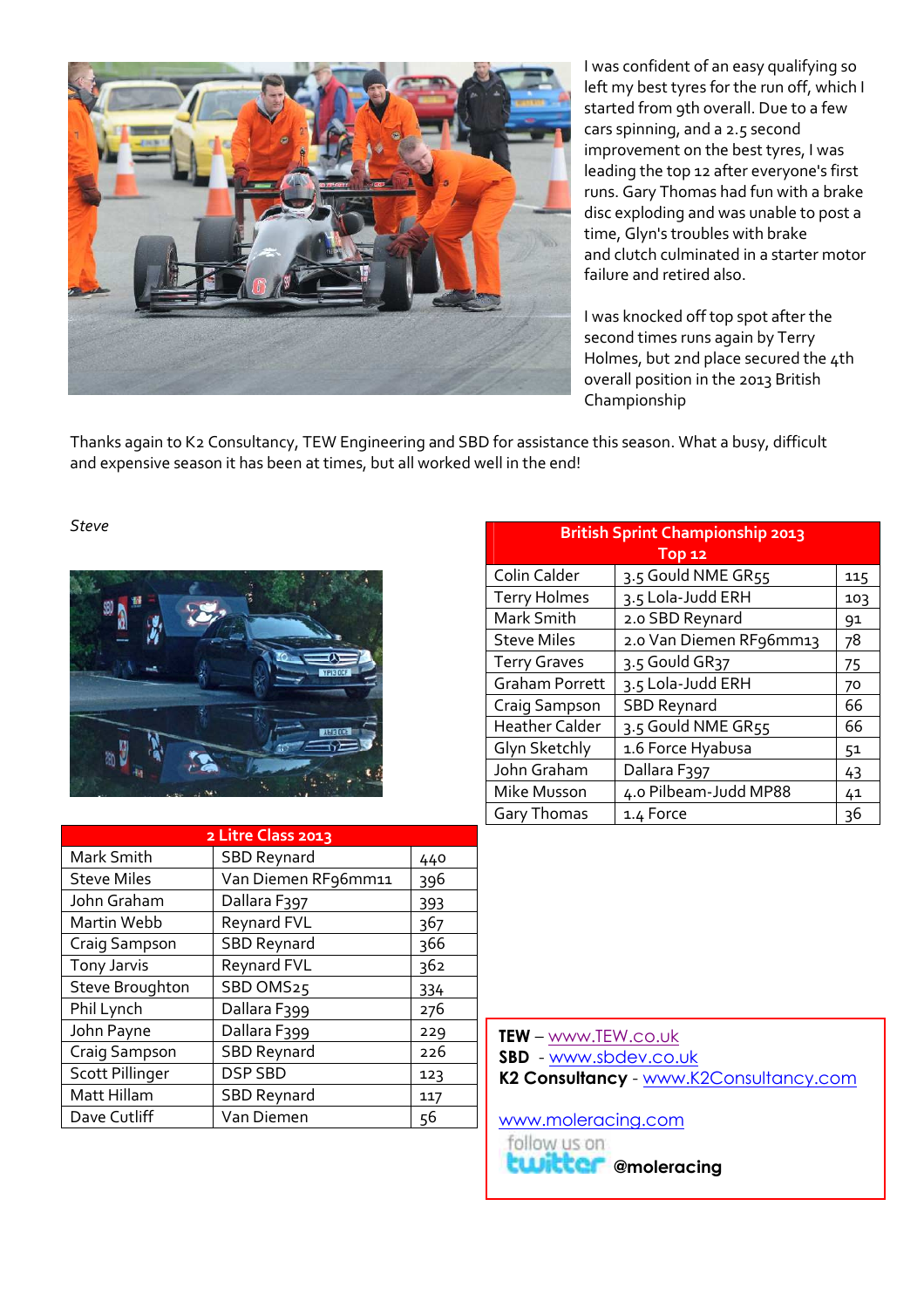I was confident of an easy qualifying so left my best tyres for the run off, which I started from 9th overall. Due to a few cars spinning, and a 2.5 second improvement on the best tyres, I was leading the top 12 after everyone's first runs. Gary Thomas had fun with a brake disc exploding and was unable to post a time, Glyn's troubles with brake and clutch culminated in a starter motor failure and retired also.

I was knocked off top spot after the second times runs again by Terry Holmes, but 2nd place secured the 4th overall position in the 2013 British Championship

Thanks again to K2 Consultancy, TEW Engineering and SBD for assistance this season. What a busy, difficult and expensive season it has been at times, but all worked well in the end!

*Steve*

| British Sprint Championship 2013 Top 12 | | |
|---|---|---|
| Colin Calder | 3.5 Gould NME GR55 | 115 |
| Terry Holmes | 3.5 Lola-Judd ERH | 103 |
| Mark Smith | 2.0 SBD Reynard | 91 |
| Steve Miles | 2.0 Van Diemen RF96mm13 | 78 |
| Terry Graves | 3.5 Gould GR37 | 75 |
| Graham Porrett | 3.5 Lola-Judd ERH | 70 |
| Craig Sampson | SBD Reynard | 66 |
| Heather Calder | 3.5 Gould NME GR55 | 66 |
| Glyn Sketchly | 1.6 Force Hyabusa | 51 |
| John Graham | Dallara F397 | 43 |
| Mike Musson | 4.0 Pilbeam-Judd MP88 | 41 |
| Gary Thomas | 1.4 Force | 36 |

| 2 Litre Class 2013 | | |
|---|---|---|
| Mark Smith | SBD Reynard | 440 |
| Steve Miles | Van Diemen RF96mm11 | 396 |
| John Graham | Dallara F397 | 393 |
| Martin Webb | Reynard FVL | 367 |
| Craig Sampson | SBD Reynard | 366 |
| Tony Jarvis | Reynard FVL | 362 |
| Steve Broughton | SBD OMS25 | 334 |
| Phil Lynch | Dallara F399 | 276 |
| John Payne | Dallara F399 | 229 |
| Craig Sampson | SBD Reynard | 226 |
| Scott Pillinger | DSP SBD | 123 |
| Matt Hillam | SBD Reynard | 117 |
| Dave Cutliff | Van Diemen | 56 |

**TEW** – www.TEW.co.uk
**SBD** - www.sbdev.co.uk
**K2 Consultancy** - www.K2Consultancy.com

www.moleracing.com

follow us on twitter **@moleracing**